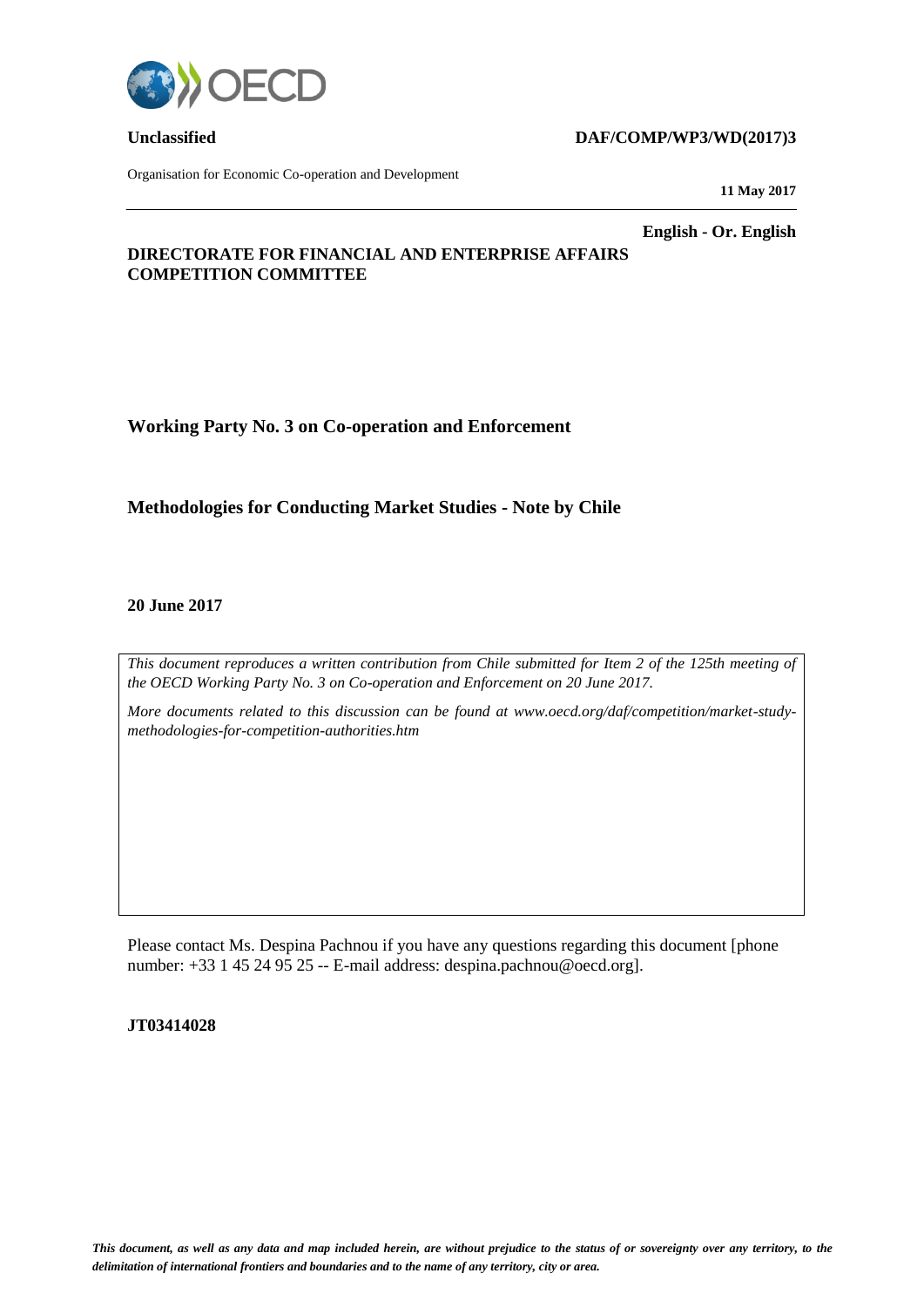**Unclassified** **DAF/COMP/WP3/WD(2017)3**

Organisation for Economic Co-operation and Development

**11 May 2017**

**English - Or. English**

**DIRECTORATE FOR FINANCIAL AND ENTERPRISE AFFAIRS**
**COMPETITION COMMITTEE**

## Working Party No. 3 on Co-operation and Enforcement

## Methodologies for Conducting Market Studies - Note by Chile

**20 June 2017**

*This document reproduces a written contribution from Chile submitted for Item 2 of the 125th meeting of the OECD Working Party No. 3 on Co-operation and Enforcement on 20 June 2017.*

*More documents related to this discussion can be found at www.oecd.org/daf/competition/market-study-methodologies-for-competition-authorities.htm*

Please contact Ms. Despina Pachnou if you have any questions regarding this document [phone number: +33 1 45 24 95 25 -- E-mail address: despina.pachnou@oecd.org].

**JT03414028**

***This document, as well as any data and map included herein, are without prejudice to the status of or sovereignty over any territory, to the delimitation of international frontiers and boundaries and to the name of any territory, city or area.***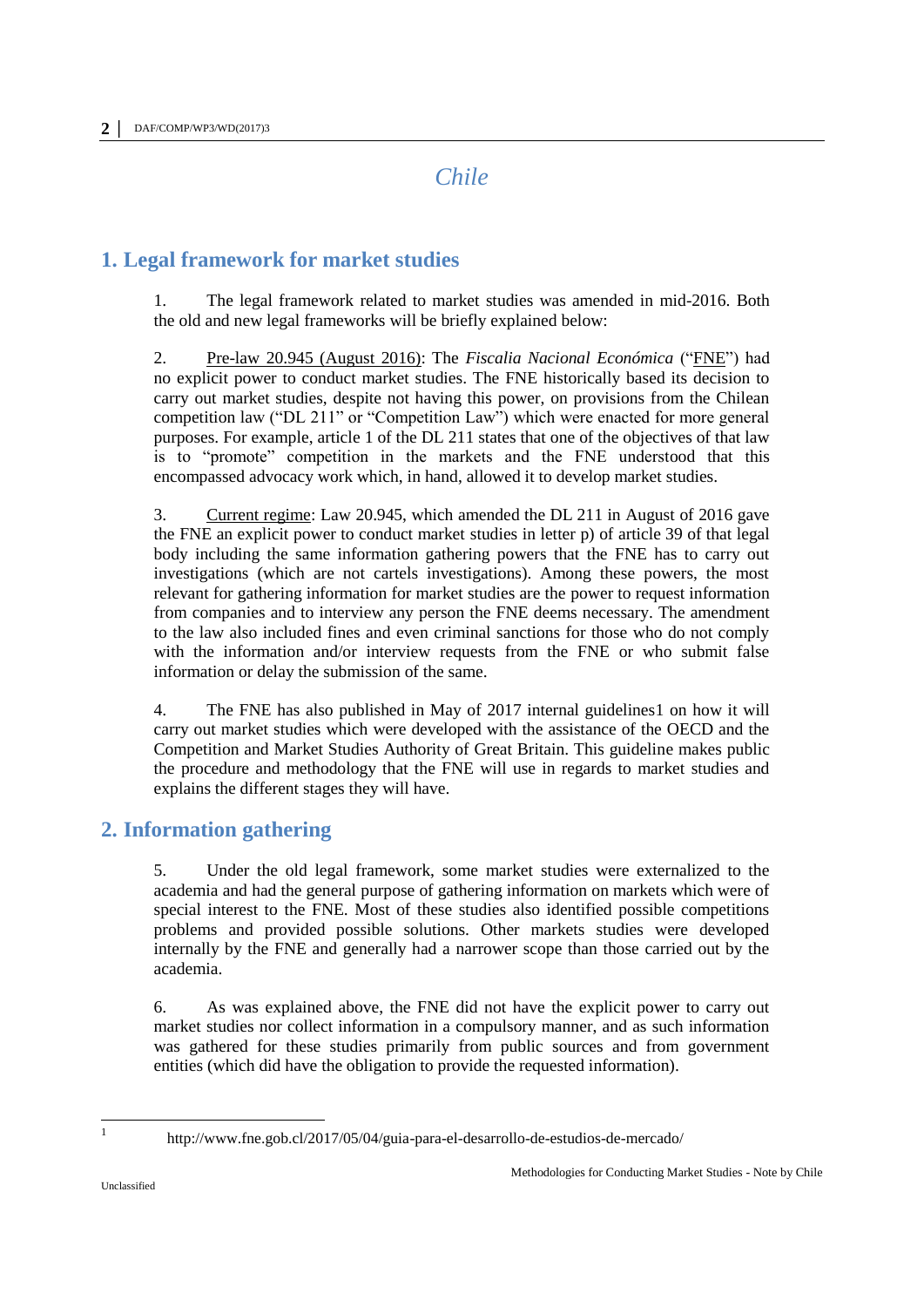# Chile

## 1. Legal framework for market studies

1. The legal framework related to market studies was amended in mid-2016. Both the old and new legal frameworks will be briefly explained below:

2. Pre-law 20.945 (August 2016): The *Fiscalia Nacional Económica* ("FNE") had no explicit power to conduct market studies. The FNE historically based its decision to carry out market studies, despite not having this power, on provisions from the Chilean competition law ("DL 211" or "Competition Law") which were enacted for more general purposes. For example, article 1 of the DL 211 states that one of the objectives of that law is to "promote" competition in the markets and the FNE understood that this encompassed advocacy work which, in hand, allowed it to develop market studies.

3. Current regime: Law 20.945, which amended the DL 211 in August of 2016 gave the FNE an explicit power to conduct market studies in letter p) of article 39 of that legal body including the same information gathering powers that the FNE has to carry out investigations (which are not cartels investigations). Among these powers, the most relevant for gathering information for market studies are the power to request information from companies and to interview any person the FNE deems necessary. The amendment to the law also included fines and even criminal sanctions for those who do not comply with the information and/or interview requests from the FNE or who submit false information or delay the submission of the same.

4. The FNE has also published in May of 2017 internal guidelines[1] on how it will carry out market studies which were developed with the assistance of the OECD and the Competition and Market Studies Authority of Great Britain. This guideline makes public the procedure and methodology that the FNE will use in regards to market studies and explains the different stages they will have.

## 2. Information gathering

5. Under the old legal framework, some market studies were externalized to the academia and had the general purpose of gathering information on markets which were of special interest to the FNE. Most of these studies also identified possible competitions problems and provided possible solutions. Other markets studies were developed internally by the FNE and generally had a narrower scope than those carried out by the academia.

6. As was explained above, the FNE did not have the explicit power to carry out market studies nor collect information in a compulsory manner, and as such information was gathered for these studies primarily from public sources and from government entities (which did have the obligation to provide the requested information).

---

[1] http://www.fne.gob.cl/2017/05/04/guia-para-el-desarrollo-de-estudios-de-mercado/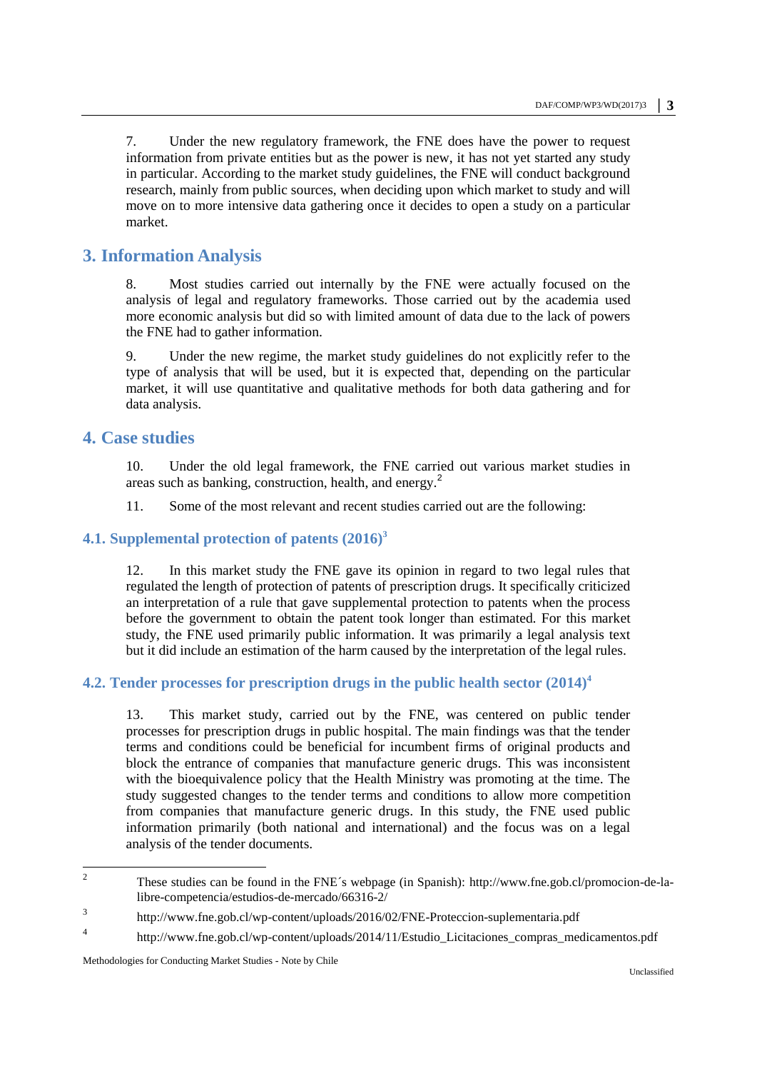7. Under the new regulatory framework, the FNE does have the power to request information from private entities but as the power is new, it has not yet started any study in particular. According to the market study guidelines, the FNE will conduct background research, mainly from public sources, when deciding upon which market to study and will move on to more intensive data gathering once it decides to open a study on a particular market.

## 3. Information Analysis

8. Most studies carried out internally by the FNE were actually focused on the analysis of legal and regulatory frameworks. Those carried out by the academia used more economic analysis but did so with limited amount of data due to the lack of powers the FNE had to gather information.

9. Under the new regime, the market study guidelines do not explicitly refer to the type of analysis that will be used, but it is expected that, depending on the particular market, it will use quantitative and qualitative methods for both data gathering and for data analysis.

## 4. Case studies

10. Under the old legal framework, the FNE carried out various market studies in areas such as banking, construction, health, and energy.[2]

11. Some of the most relevant and recent studies carried out are the following:

### 4.1. Supplemental protection of patents (2016)[3]

12. In this market study the FNE gave its opinion in regard to two legal rules that regulated the length of protection of patents of prescription drugs. It specifically criticized an interpretation of a rule that gave supplemental protection to patents when the process before the government to obtain the patent took longer than estimated. For this market study, the FNE used primarily public information. It was primarily a legal analysis text but it did include an estimation of the harm caused by the interpretation of the legal rules.

### 4.2. Tender processes for prescription drugs in the public health sector (2014)[4]

13. This market study, carried out by the FNE, was centered on public tender processes for prescription drugs in public hospital. The main findings was that the tender terms and conditions could be beneficial for incumbent firms of original products and block the entrance of companies that manufacture generic drugs. This was inconsistent with the bioequivalence policy that the Health Ministry was promoting at the time. The study suggested changes to the tender terms and conditions to allow more competition from companies that manufacture generic drugs. In this study, the FNE used public information primarily (both national and international) and the focus was on a legal analysis of the tender documents.

---

[2] These studies can be found in the FNE´s webpage (in Spanish): http://www.fne.gob.cl/promocion-de-la-libre-competencia/estudios-de-mercado/66316-2/

[3] http://www.fne.gob.cl/wp-content/uploads/2016/02/FNE-Proteccion-suplementaria.pdf

[4] http://www.fne.gob.cl/wp-content/uploads/2014/11/Estudio_Licitaciones_compras_medicamentos.pdf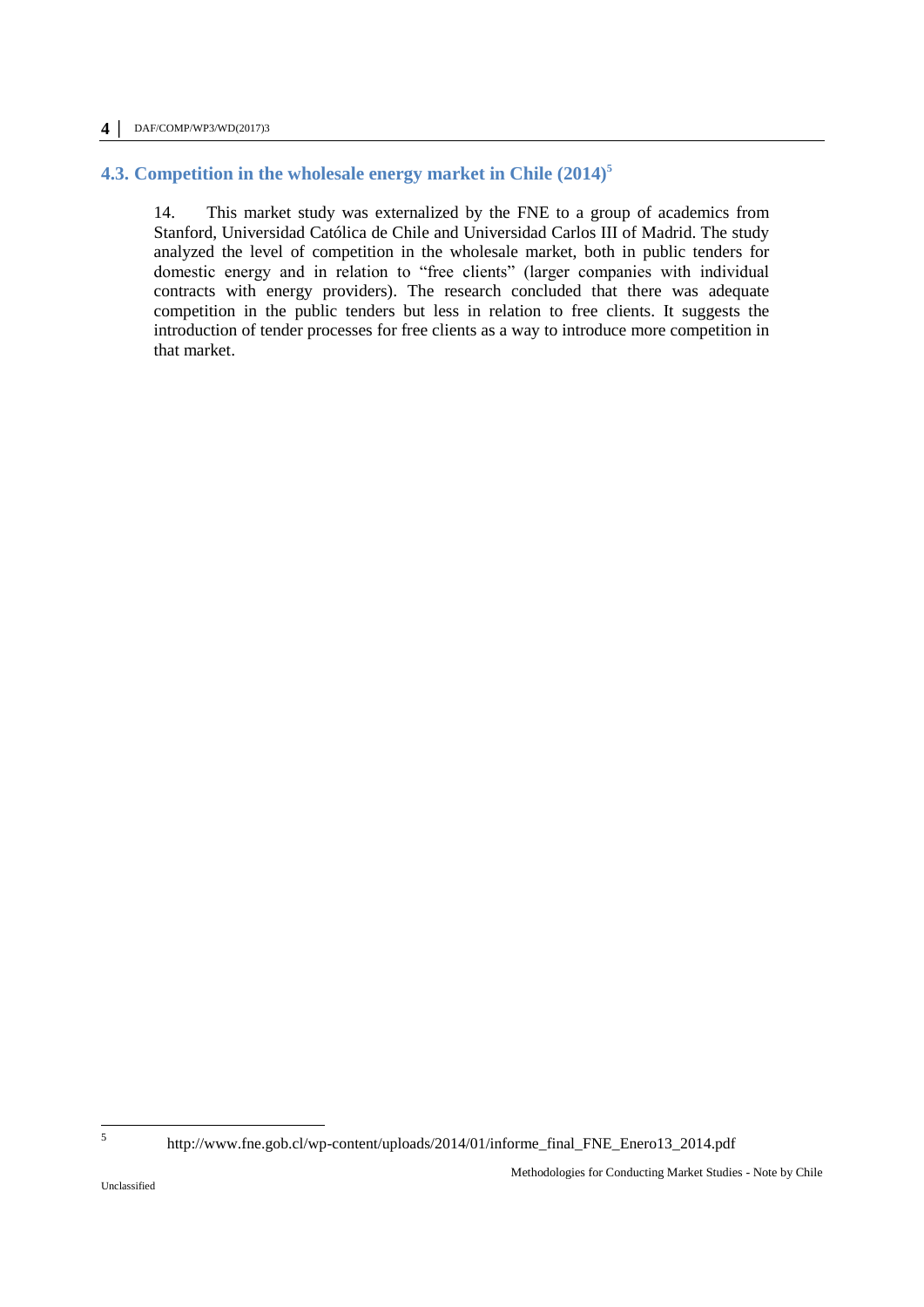### 4.3. Competition in the wholesale energy market in Chile (2014)[5]

14. This market study was externalized by the FNE to a group of academics from Stanford, Universidad Católica de Chile and Universidad Carlos III of Madrid. The study analyzed the level of competition in the wholesale market, both in public tenders for domestic energy and in relation to "free clients" (larger companies with individual contracts with energy providers). The research concluded that there was adequate competition in the public tenders but less in relation to free clients. It suggests the introduction of tender processes for free clients as a way to introduce more competition in that market.

---

[5] http://www.fne.gob.cl/wp-content/uploads/2014/01/informe_final_FNE_Enero13_2014.pdf